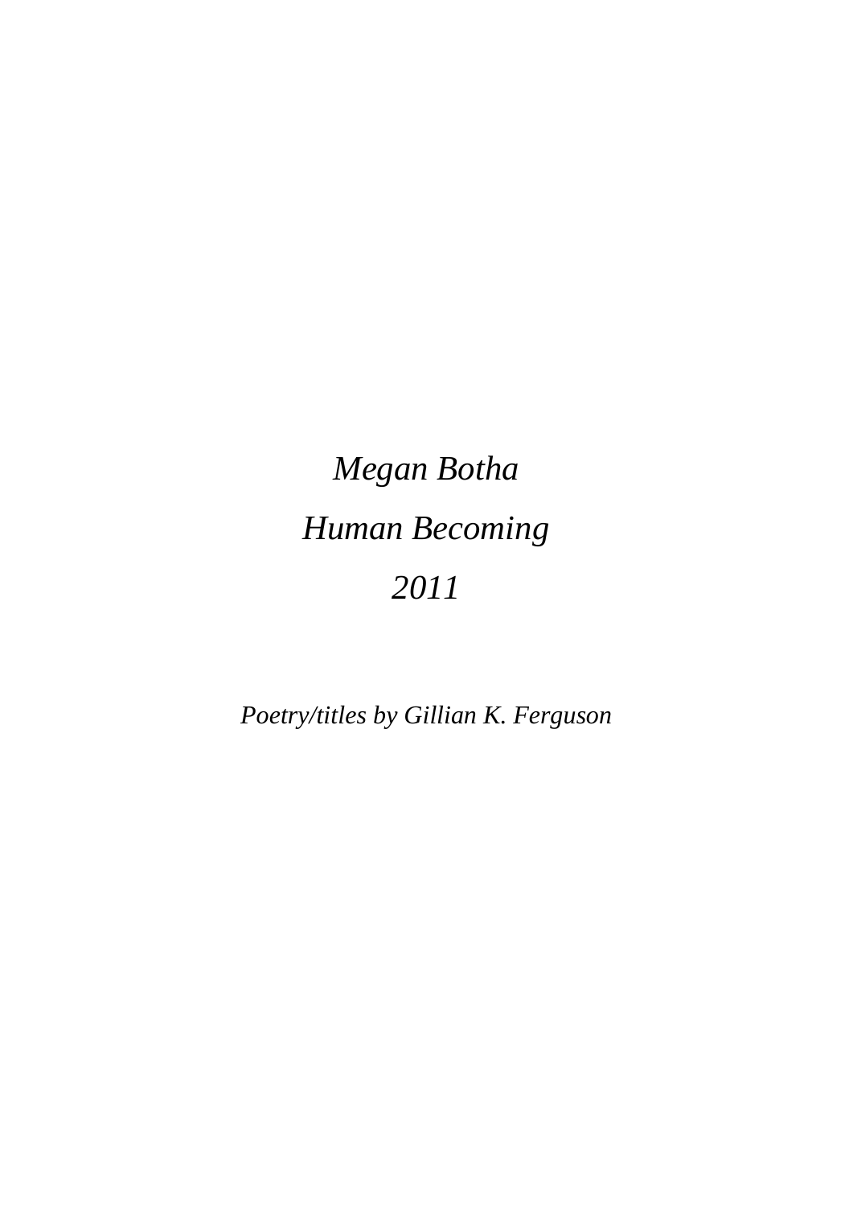*Megan Botha*

*Human Becoming*

*2011*

*Poetry/titles by Gillian K. Ferguson*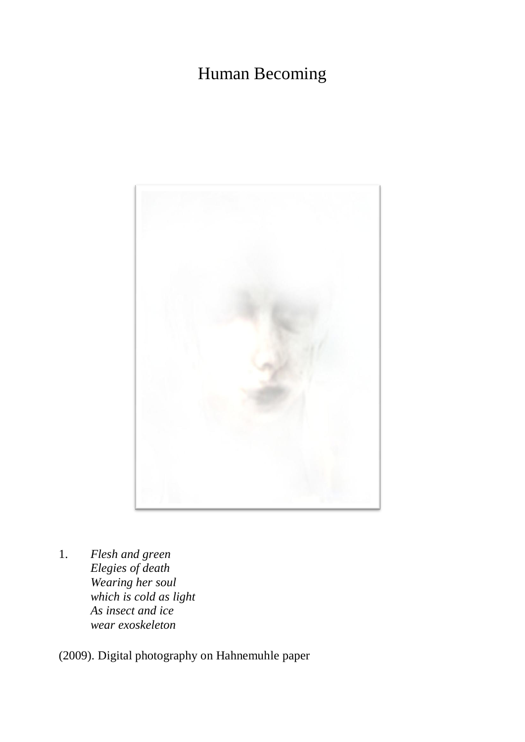# Human Becoming

1. *Flesh and green*  
   *Elegies of death*  
   *Wearing her soul*  
   *which is cold as light*  
   *As insect and ice*  
   *wear exoskeleton*

(2009). Digital photography on Hahnemuhle paper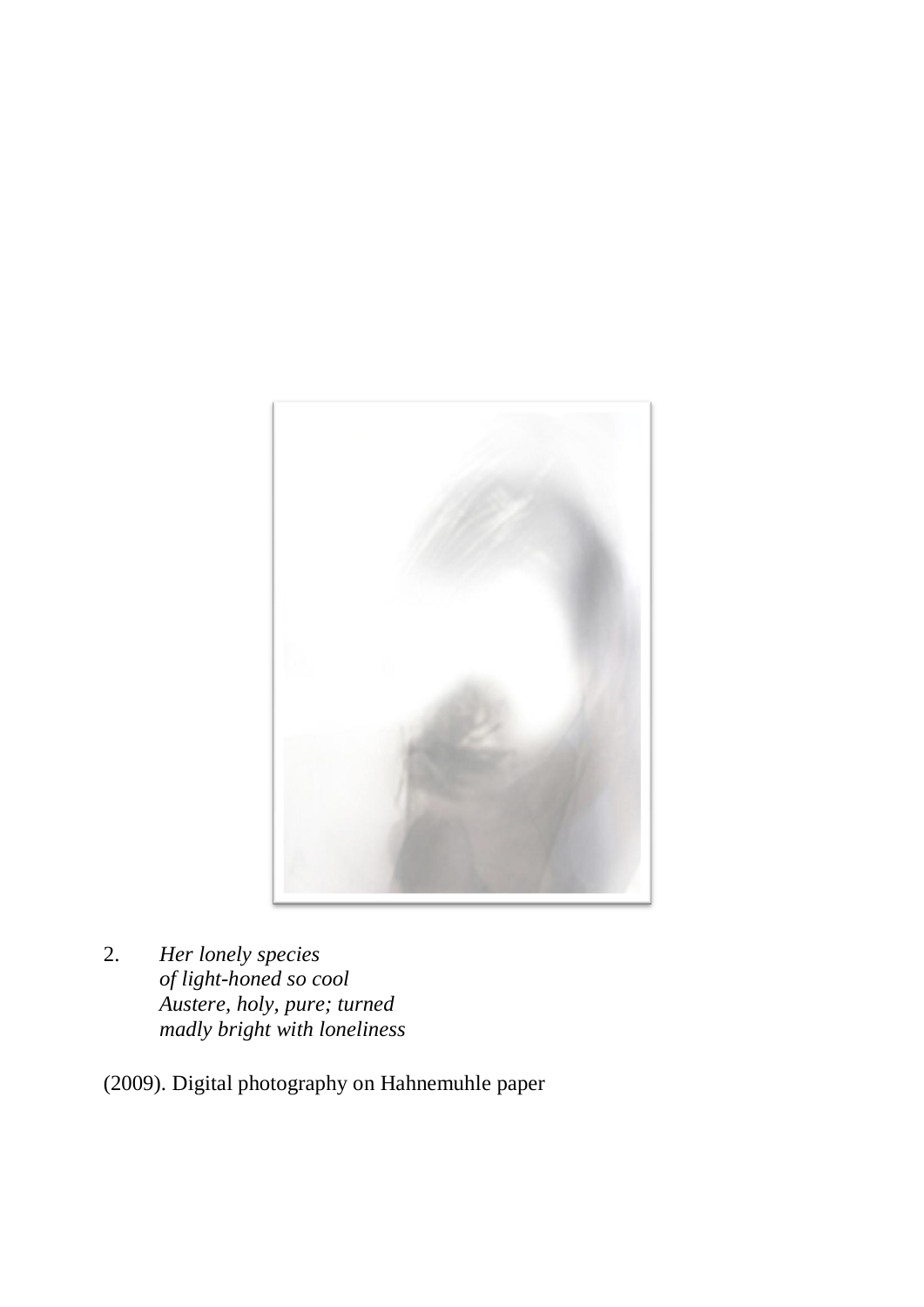2. *Her lonely species*
   *of light-honed so cool*
   *Austere, holy, pure; turned*
   *madly bright with loneliness*

(2009). Digital photography on Hahnemuhle paper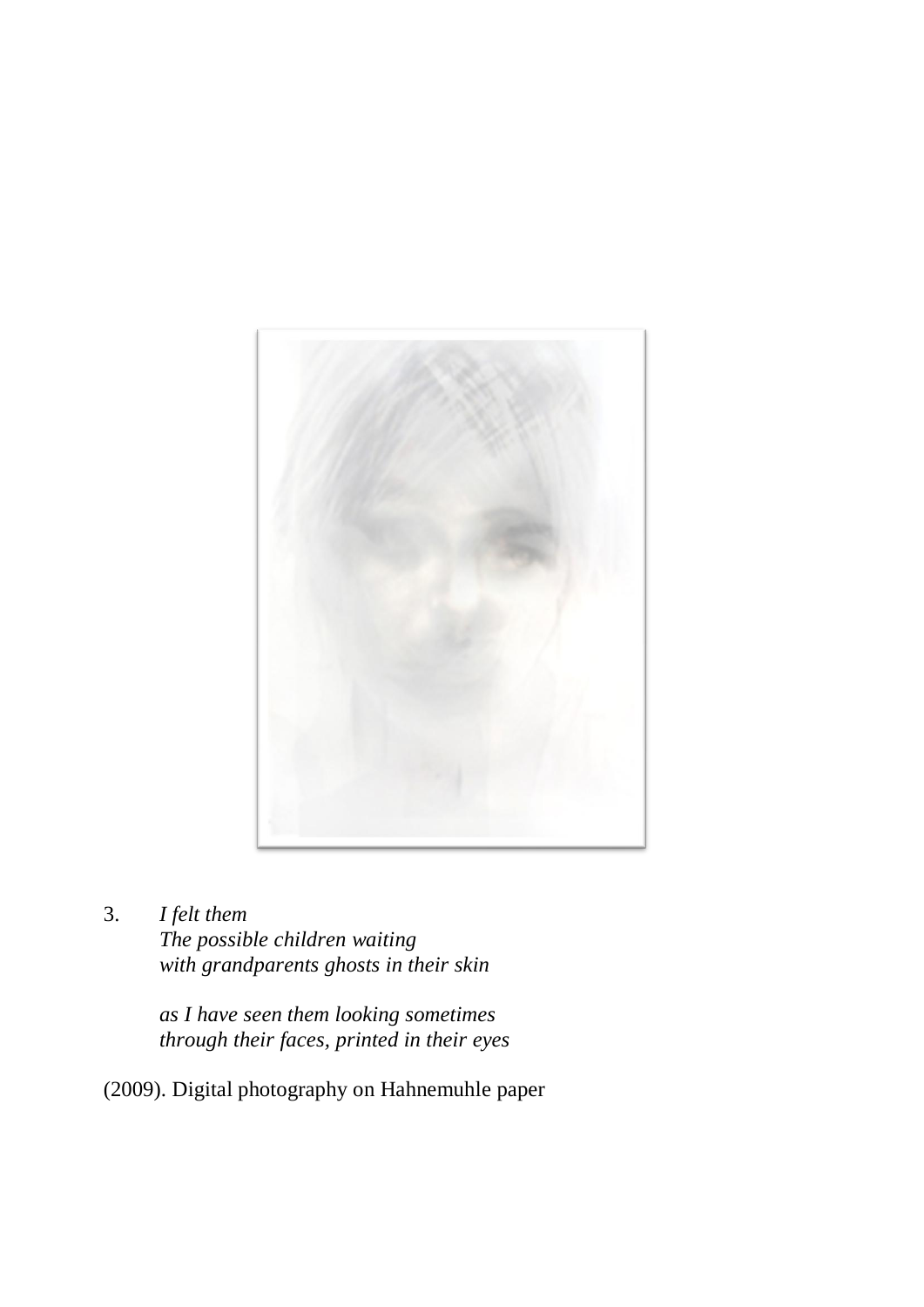3. *I felt them*
   *The possible children waiting*
   *with grandparents ghosts in their skin*

   *as I have seen them looking sometimes*
   *through their faces, printed in their eyes*

(2009). Digital photography on Hahnemuhle paper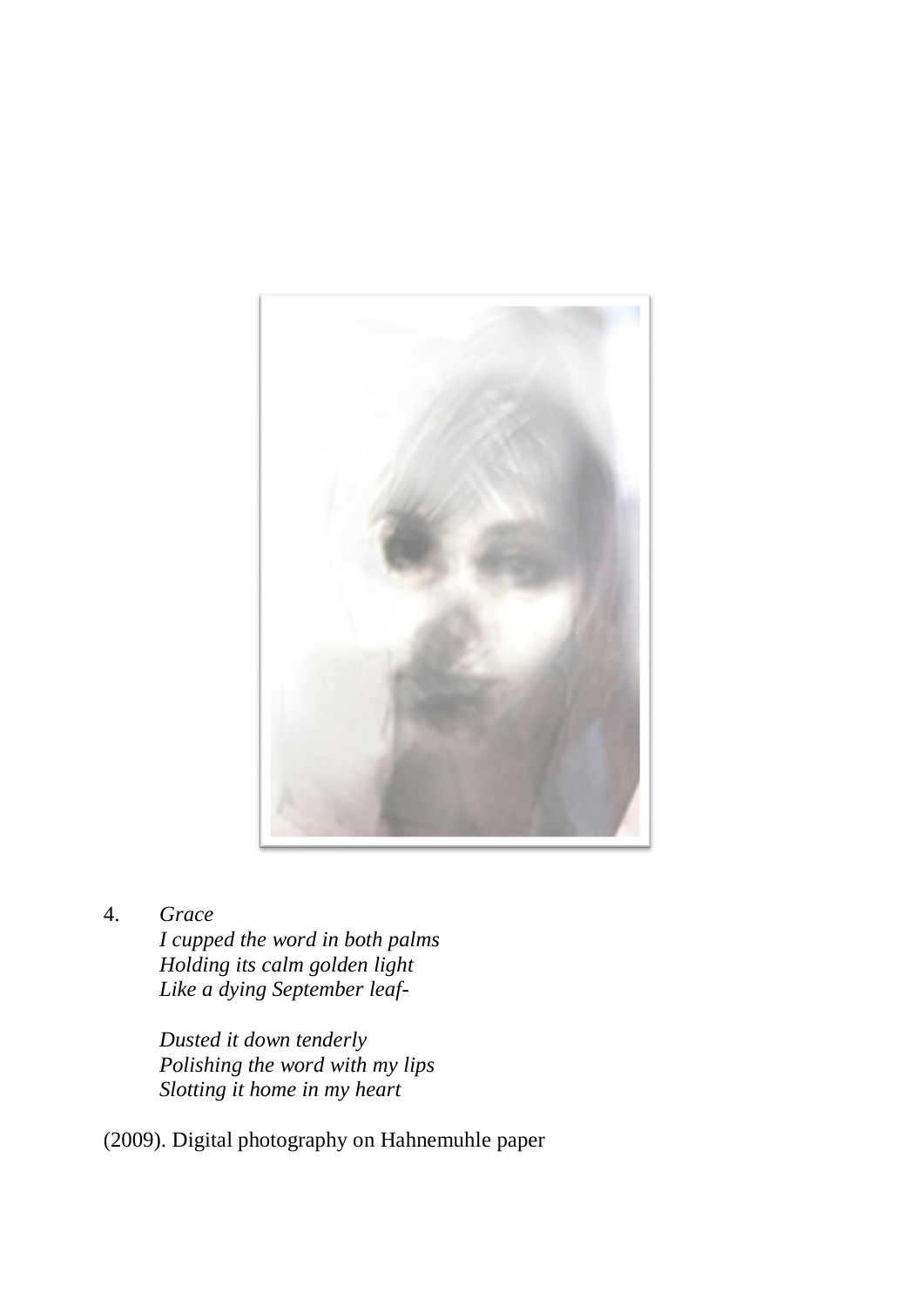4. *Grace*

   *I cupped the word in both palms*
   *Holding its calm golden light*
   *Like a dying September leaf-*

   *Dusted it down tenderly*
   *Polishing the word with my lips*
   *Slotting it home in my heart*

(2009). Digital photography on Hahnemuhle paper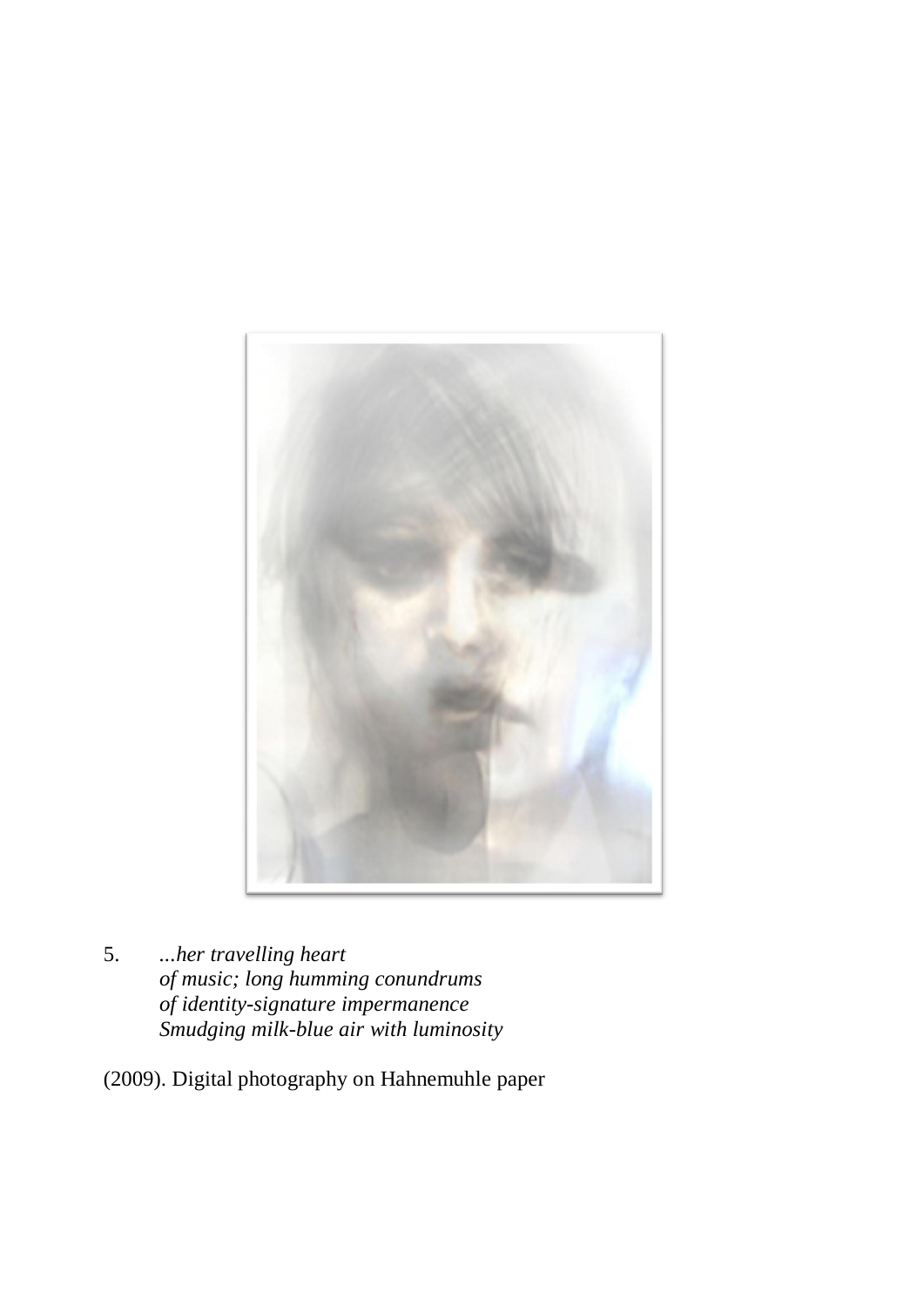5. *...her travelling heart*
   *of music; long humming conundrums*
   *of identity-signature impermanence*
   *Smudging milk-blue air with luminosity*

(2009). Digital photography on Hahnemuhle paper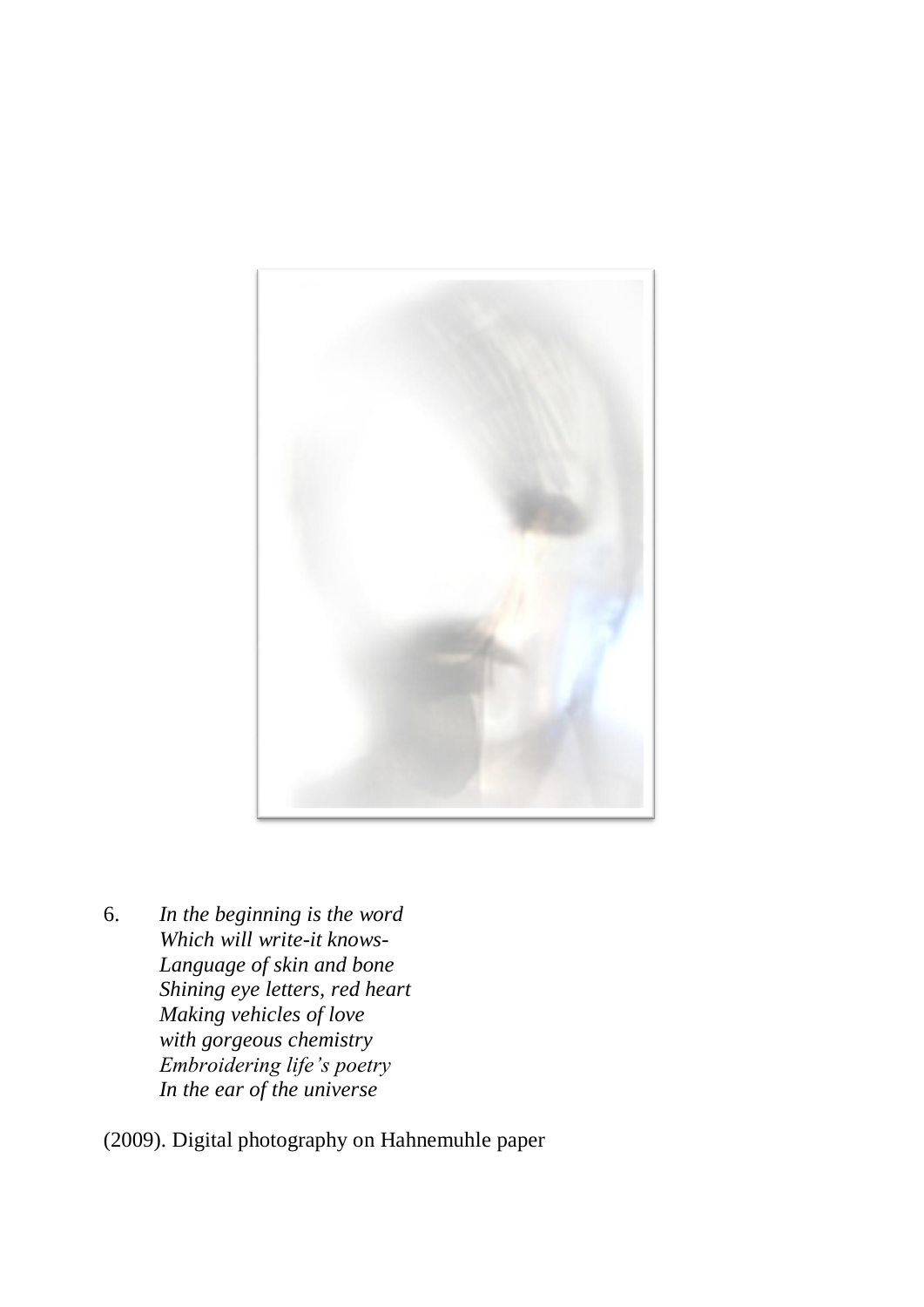6. *In the beginning is the word*
   *Which will write-it knows-*
   *Language of skin and bone*
   *Shining eye letters, red heart*
   *Making vehicles of love*
   *with gorgeous chemistry*
   *Embroidering life's poetry*
   *In the ear of the universe*

(2009). Digital photography on Hahnemuhle paper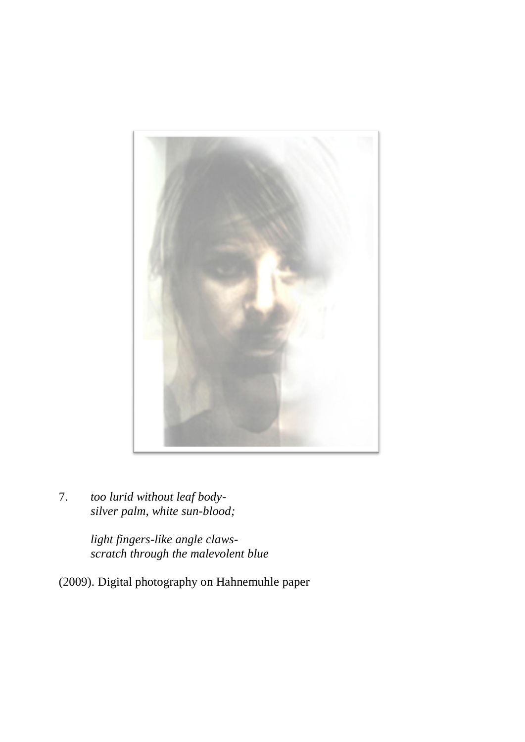7. *too lurid without leaf body-*
   *silver palm, white sun-blood;*

   *light fingers-like angle claws-*
   *scratch through the malevolent blue*

(2009). Digital photography on Hahnemuhle paper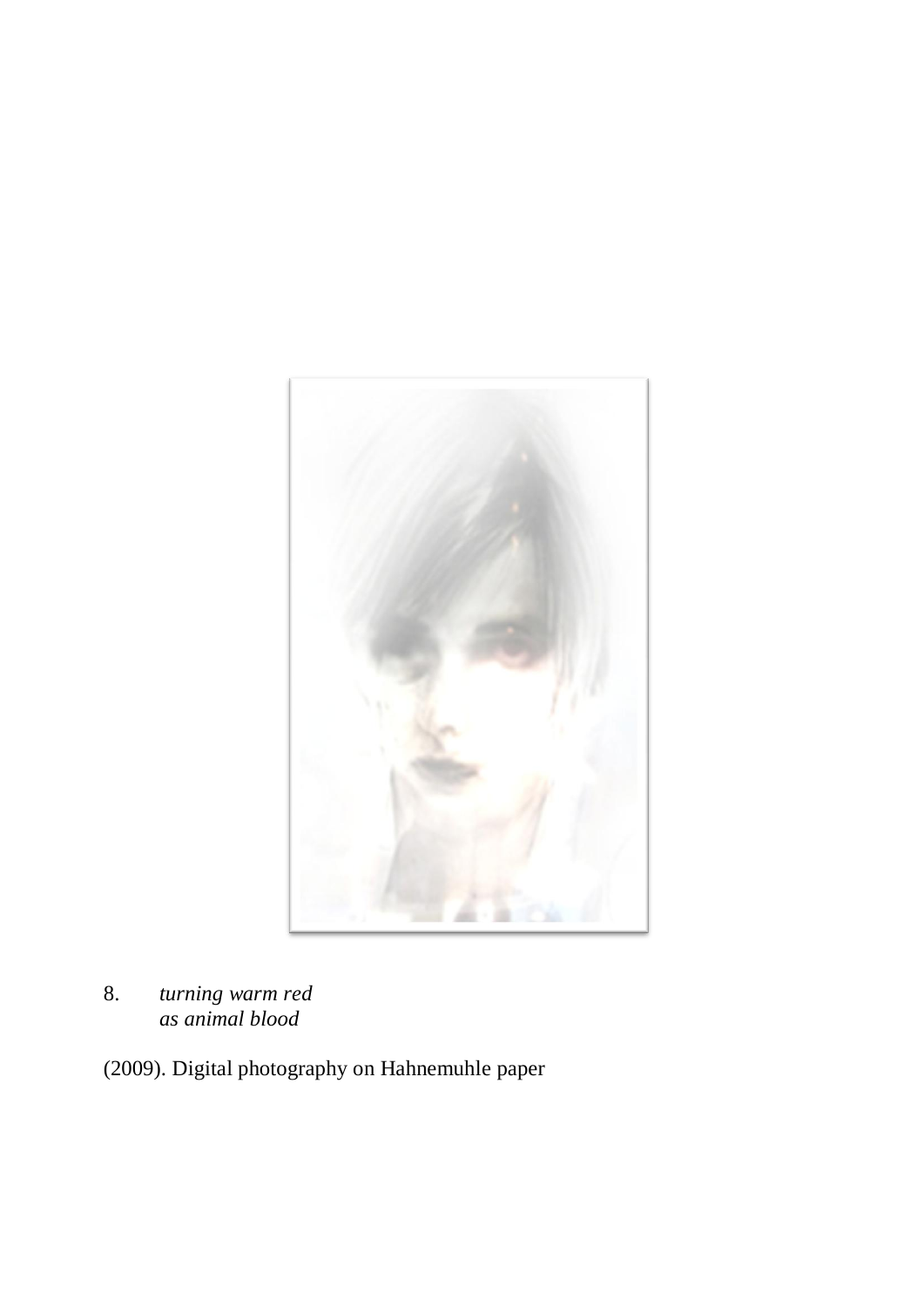8. *turning warm red*
   *as animal blood*

(2009). Digital photography on Hahnemuhle paper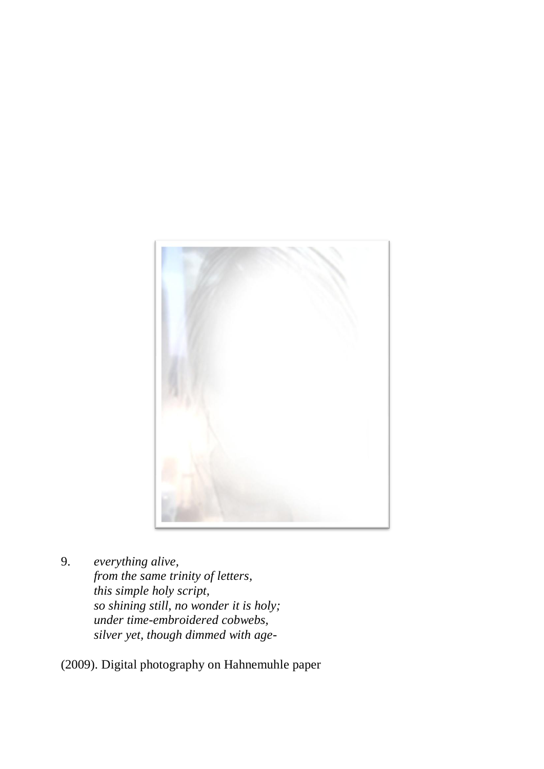9. *everything alive,*
   *from the same trinity of letters,*
   *this simple holy script,*
   *so shining still, no wonder it is holy;*
   *under time-embroidered cobwebs,*
   *silver yet, though dimmed with age-*

(2009). Digital photography on Hahnemuhle paper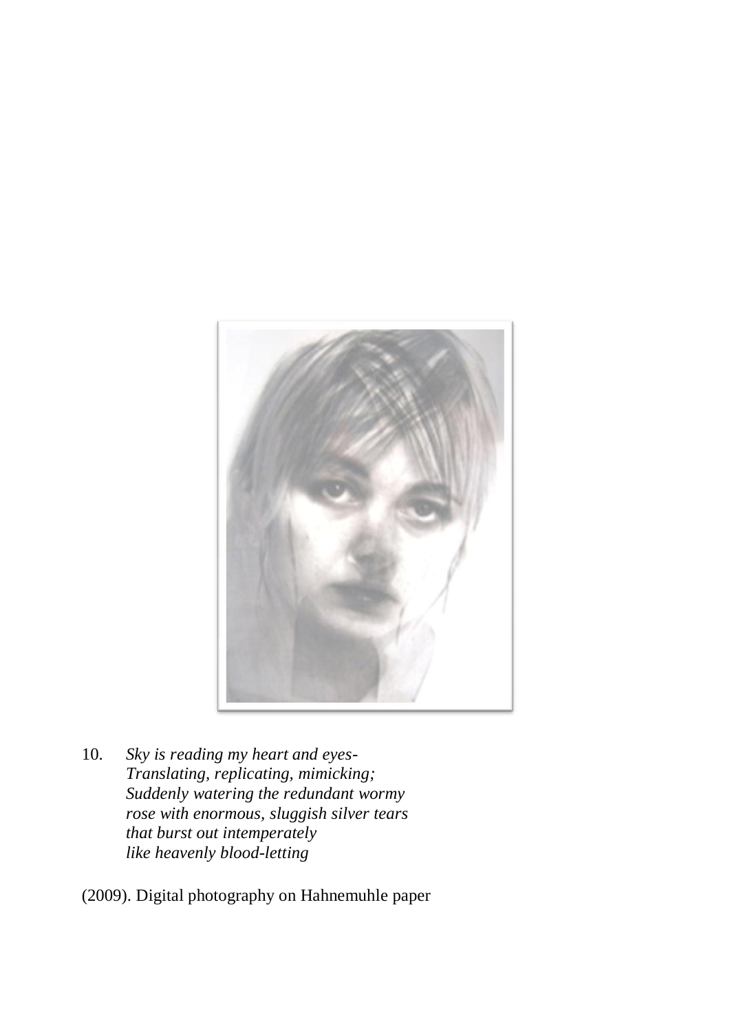10. *Sky is reading my heart and eyes-*
    *Translating, replicating, mimicking;*
    *Suddenly watering the redundant wormy*
    *rose with enormous, sluggish silver tears*
    *that burst out intemperately*
    *like heavenly blood-letting*

(2009). Digital photography on Hahnemuhle paper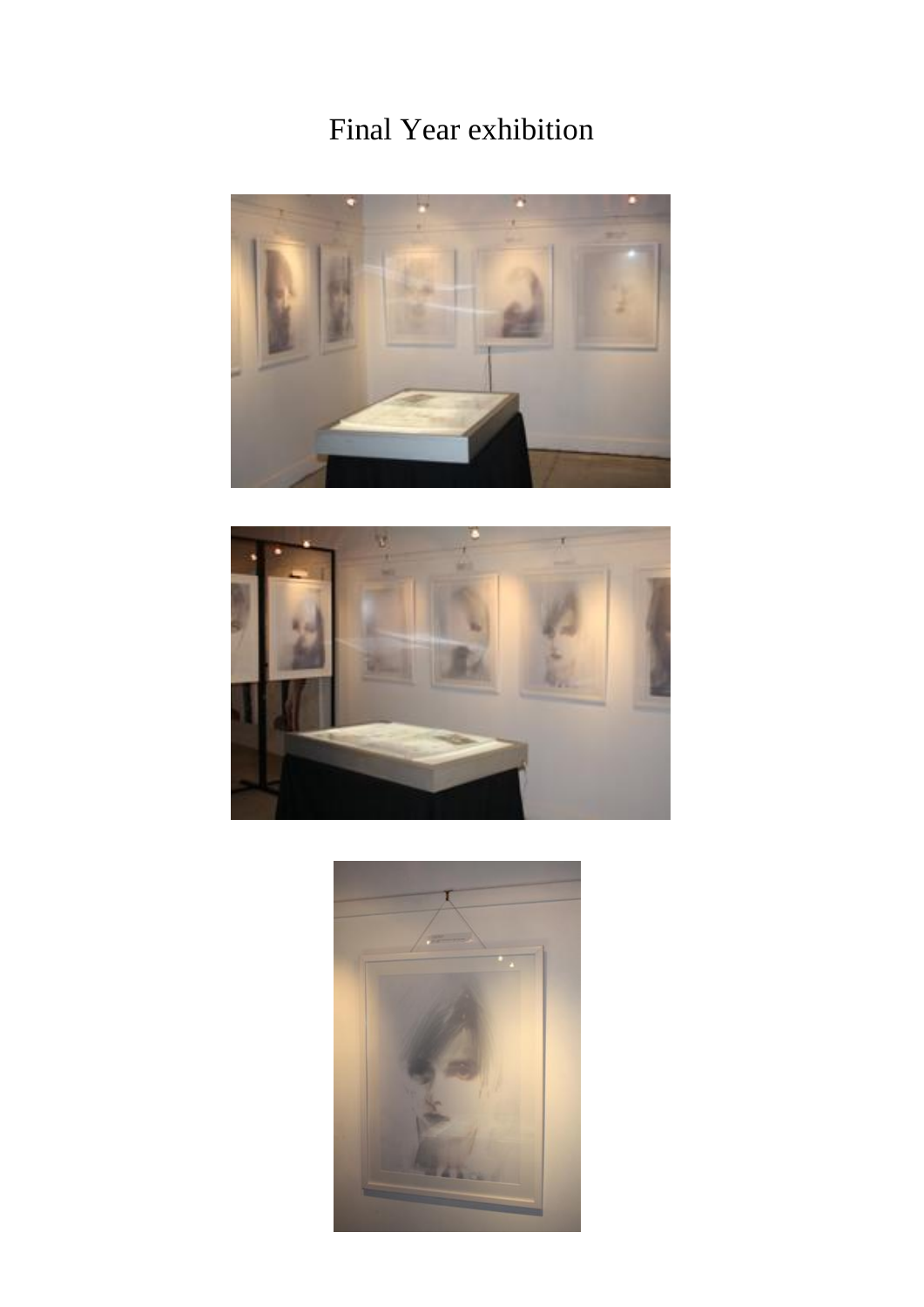# Final Year exhibition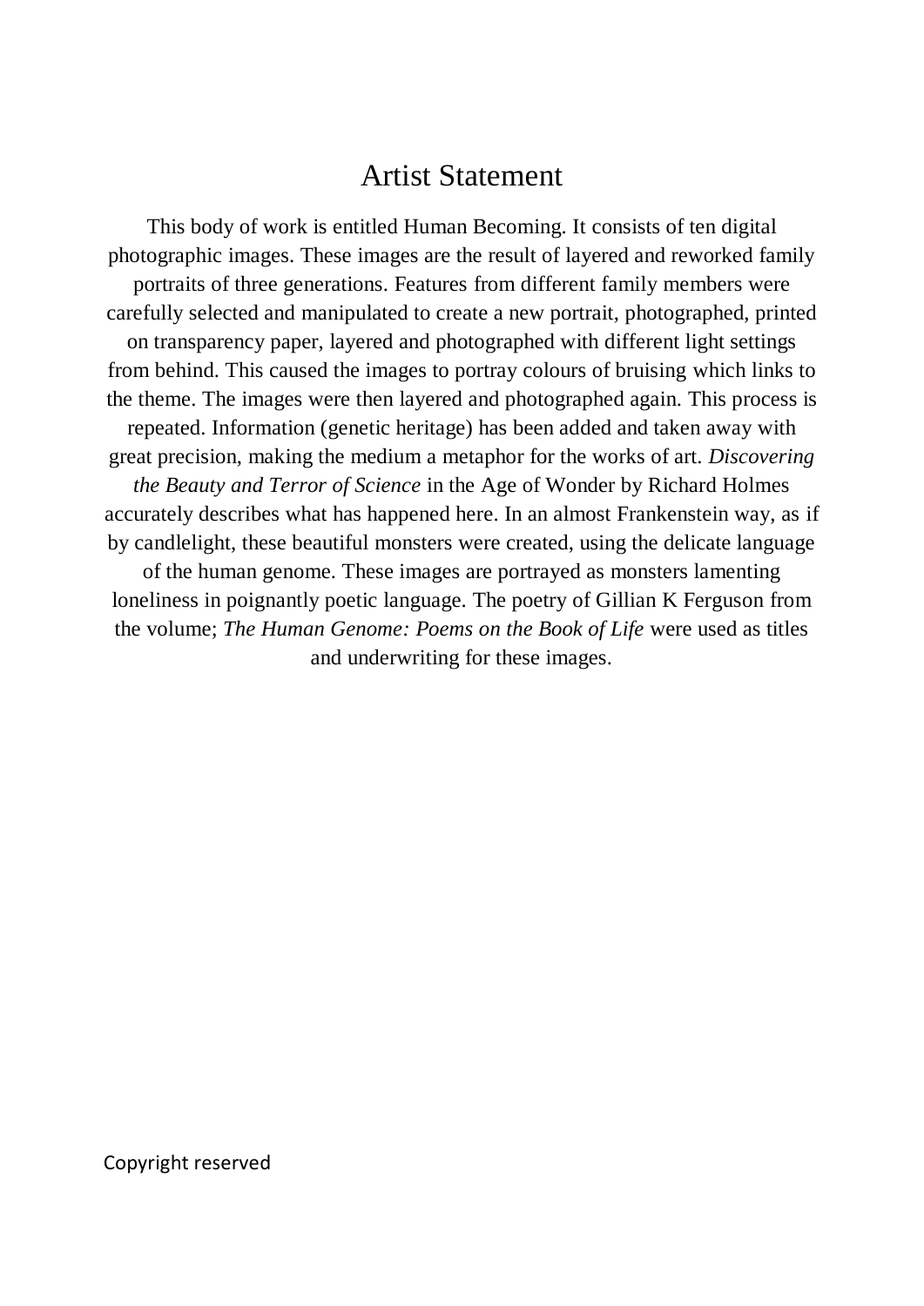# Artist Statement

This body of work is entitled Human Becoming. It consists of ten digital photographic images. These images are the result of layered and reworked family portraits of three generations. Features from different family members were carefully selected and manipulated to create a new portrait, photographed, printed on transparency paper, layered and photographed with different light settings from behind. This caused the images to portray colours of bruising which links to the theme. The images were then layered and photographed again. This process is repeated. Information (genetic heritage) has been added and taken away with great precision, making the medium a metaphor for the works of art. *Discovering the Beauty and Terror of Science* in the Age of Wonder by Richard Holmes accurately describes what has happened here. In an almost Frankenstein way, as if by candlelight, these beautiful monsters were created, using the delicate language of the human genome. These images are portrayed as monsters lamenting loneliness in poignantly poetic language. The poetry of Gillian K Ferguson from the volume; *The Human Genome: Poems on the Book of Life* were used as titles and underwriting for these images.

Copyright reserved